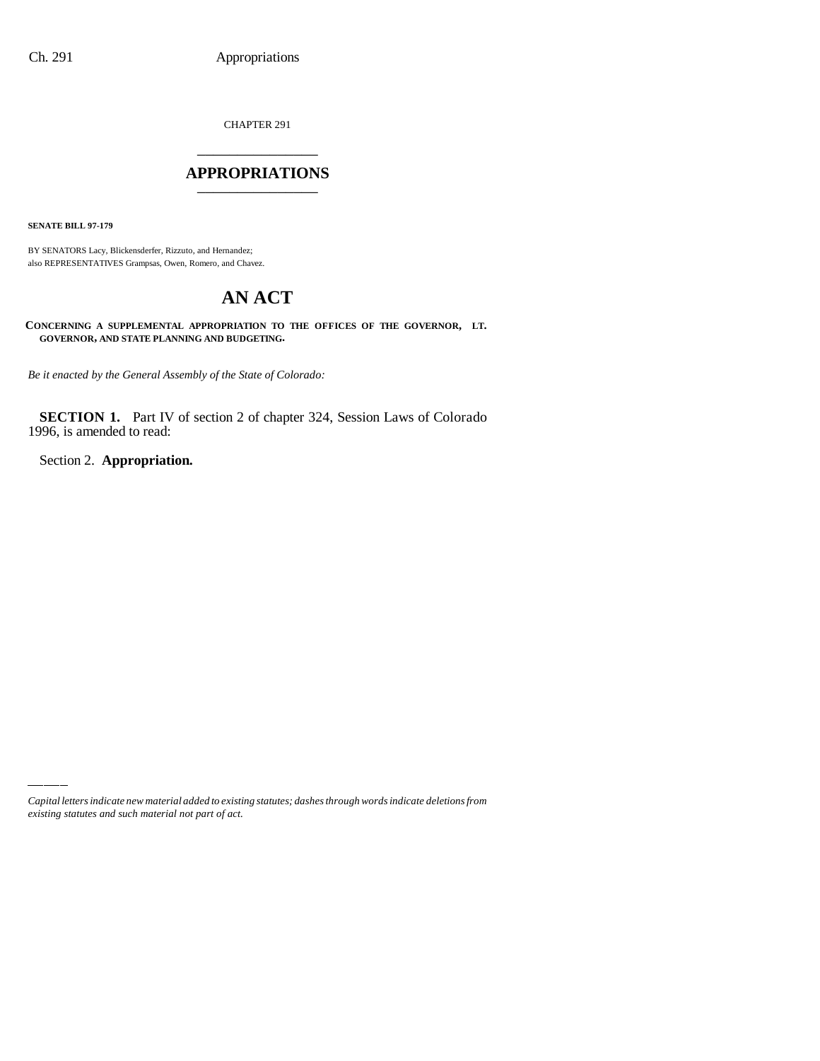CHAPTER 291

# APPROPRIATIONS

**SENATE BILL 97-179**

BY SENATORS Lacy, Blickensderfer, Rizzuto, and Hernandez;
also REPRESENTATIVES Grampsas, Owen, Romero, and Chavez.

# AN ACT

**CONCERNING A SUPPLEMENTAL APPROPRIATION TO THE OFFICES OF THE GOVERNOR, LT. GOVERNOR, AND STATE PLANNING AND BUDGETING.**

*Be it enacted by the General Assembly of the State of Colorado:*

**SECTION 1.** Part IV of section 2 of chapter 324, Session Laws of Colorado 1996, is amended to read:

Section 2. **Appropriation.**

*Capital letters indicate new material added to existing statutes; dashes through words indicate deletions from existing statutes and such material not part of act.*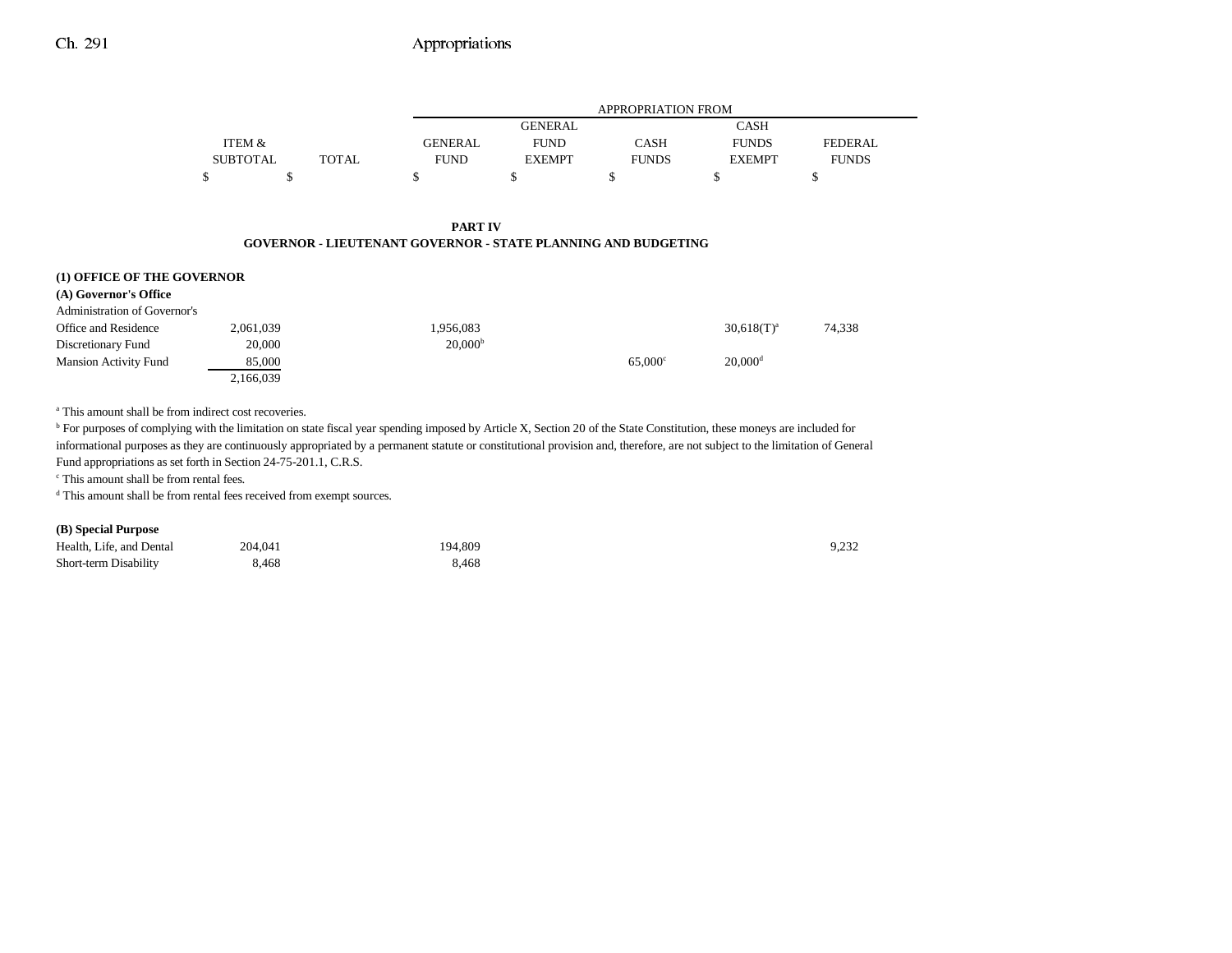| | ITEM & SUBTOTAL | TOTAL | GENERAL FUND | GENERAL FUND EXEMPT | CASH FUNDS | CASH FUNDS EXEMPT | FEDERAL FUNDS |
|---|---|---|---|---|---|---|---|
| | | | APPROPRIATION FROM | | | | |
| | $ | $ | $ | $ | $ | $ | $ |

**PART IV**
**GOVERNOR - LIEUTENANT GOVERNOR - STATE PLANNING AND BUDGETING**

**(1) OFFICE OF THE GOVERNOR**

**(A) Governor's Office**

| | ITEM & SUBTOTAL | TOTAL | GENERAL FUND | GENERAL FUND EXEMPT | CASH FUNDS | CASH FUNDS EXEMPT | FEDERAL FUNDS |
|---|---|---|---|---|---|---|---|
| Administration of Governor's Office and Residence | 2,061,039 | | 1,956,083 | | | 30,618(T)[a] | 74,338 |
| Discretionary Fund | 20,000 | | 20,000[b] | | | | |
| Mansion Activity Fund | 85,000 | | | | 65,000[c] | 20,000[d] | |
| | 2,166,039 | | | | | | |

[a] This amount shall be from indirect cost recoveries.
[b] For purposes of complying with the limitation on state fiscal year spending imposed by Article X, Section 20 of the State Constitution, these moneys are included for informational purposes as they are continuously appropriated by a permanent statute or constitutional provision and, therefore, are not subject to the limitation of General Fund appropriations as set forth in Section 24-75-201.1, C.R.S.
[c] This amount shall be from rental fees.
[d] This amount shall be from rental fees received from exempt sources.

**(B) Special Purpose**

| | ITEM & SUBTOTAL | TOTAL | GENERAL FUND | GENERAL FUND EXEMPT | CASH FUNDS | CASH FUNDS EXEMPT | FEDERAL FUNDS |
|---|---|---|---|---|---|---|---|
| Health, Life, and Dental | 204,041 | | 194,809 | | | | 9,232 |
| Short-term Disability | 8,468 | | 8,468 | | | | |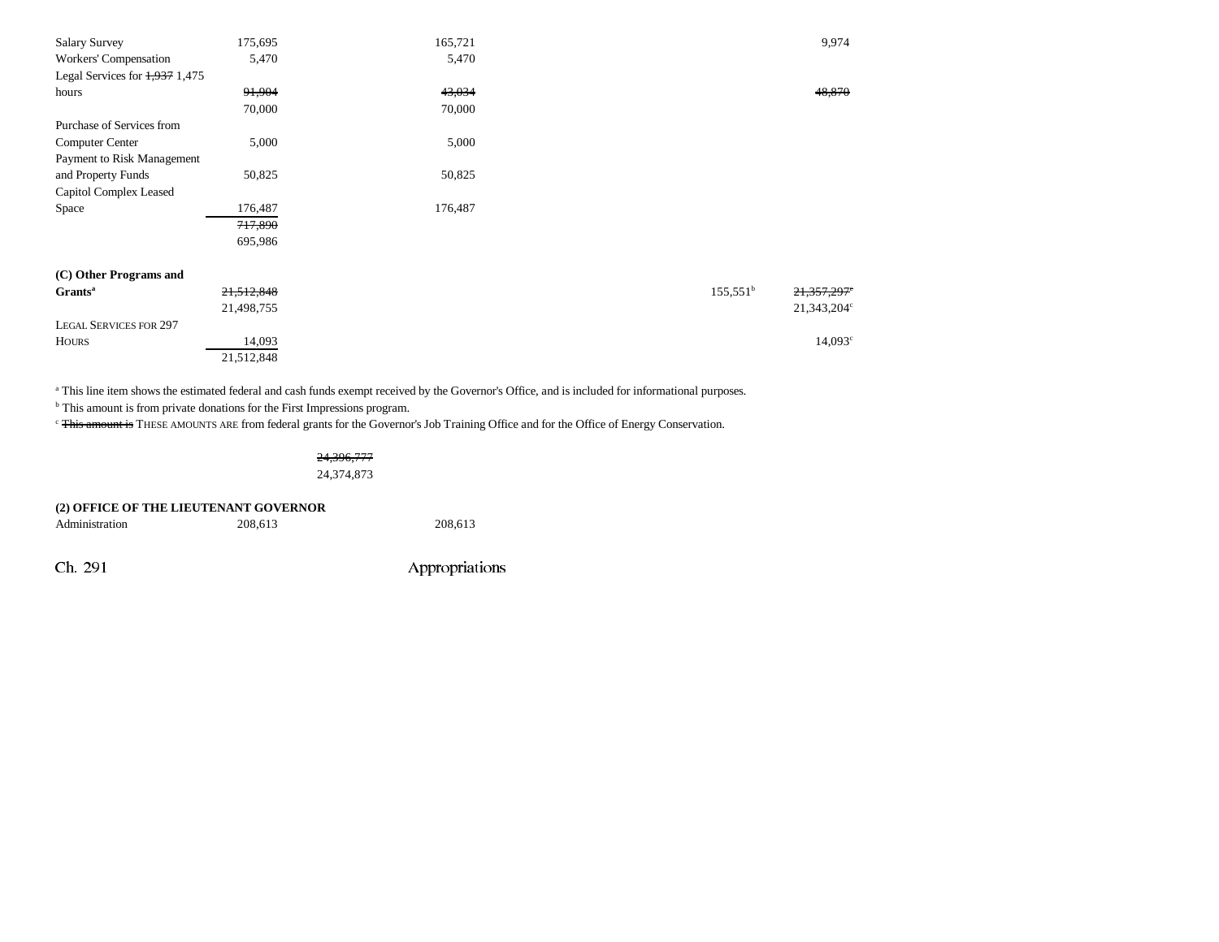| | | | | | |
|---|---|---|---|---|---|
| Salary Survey | 175,695 | 165,721 | | | 9,974 |
| Workers' Compensation | 5,470 | 5,470 | | | |
| Legal Services for ~~1,937~~ 1,475 hours | ~~91,904~~ 70,000 | ~~43,034~~ 70,000 | | | ~~48,870~~ |
| Purchase of Services from Computer Center | 5,000 | 5,000 | | | |
| Payment to Risk Management and Property Funds | 50,825 | 50,825 | | | |
| Capitol Complex Leased Space | 176,487 | 176,487 | | | |
| | ~~717,890~~ 695,986 | | | | |
| **(C) Other Programs and Grants**[a] | ~~21,512,848~~ 21,498,755 | | | 155,551[b] | ~~21,357,297~~[c] 21,343,204[c] |
| LEGAL SERVICES FOR 297 HOURS | 14,093 | | | | 14,093[c] |
| | 21,512,848 | | | | |

[a] This line item shows the estimated federal and cash funds exempt received by the Governor's Office, and is included for informational purposes.

[b] This amount is from private donations for the First Impressions program.

[c] ~~This amount is~~ THESE AMOUNTS ARE from federal grants for the Governor's Job Training Office and for the Office of Energy Conservation.

~~24,396,777~~
24,374,873

**(2) OFFICE OF THE LIEUTENANT GOVERNOR**

| | | |
|---|---|---|
| Administration | 208,613 | 208,613 |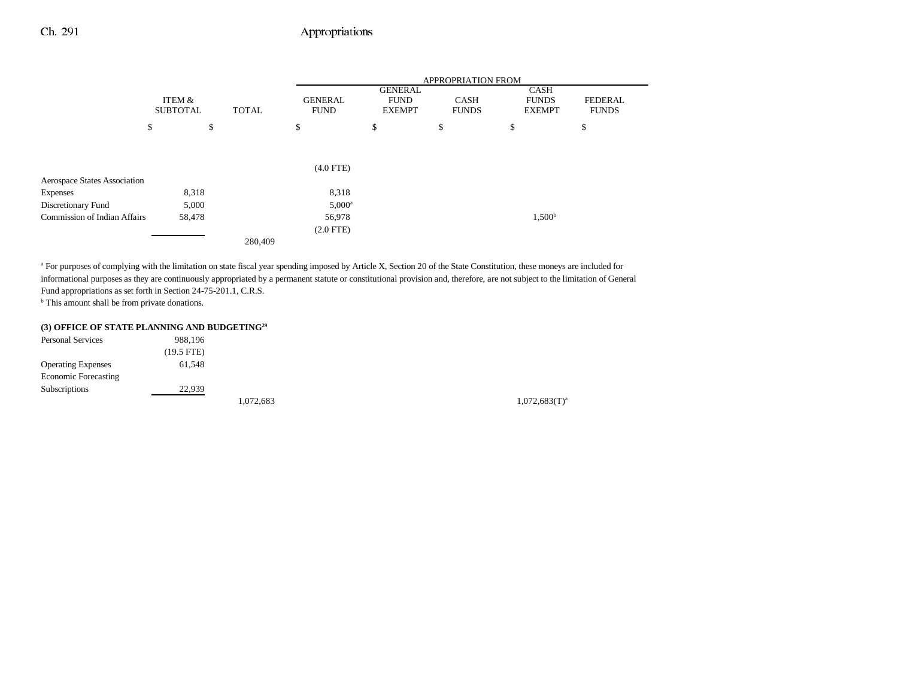| | ITEM & SUBTOTAL | TOTAL | GENERAL FUND | GENERAL FUND EXEMPT | CASH FUNDS | CASH FUNDS EXEMPT | FEDERAL FUNDS |
|---|---|---|---|---|---|---|---|
| | $ | $ | $ | $ | $ | $ | $ |
| | | | (4.0 FTE) | | | | |
| Aerospace States Association Expenses | 8,318 | | 8,318 | | | | |
| Discretionary Fund | 5,000 | | 5,000[a] | | | | |
| Commission of Indian Affairs | 58,478 | | 56,978 | | | 1,500[b] | |
| | | | (2.0 FTE) | | | | |
| | | 280,409 | | | | | |

[a] For purposes of complying with the limitation on state fiscal year spending imposed by Article X, Section 20 of the State Constitution, these moneys are included for informational purposes as they are continuously appropriated by a permanent statute or constitutional provision and, therefore, are not subject to the limitation of General Fund appropriations as set forth in Section 24-75-201.1, C.R.S.

[b] This amount shall be from private donations.

**(3) OFFICE OF STATE PLANNING AND BUDGETING[29]**

| | ITEM & SUBTOTAL | TOTAL | GENERAL FUND | GENERAL FUND EXEMPT | CASH FUNDS | CASH FUNDS EXEMPT | FEDERAL FUNDS |
|---|---|---|---|---|---|---|---|
| Personal Services | 988,196 | | | | | | |
| | (19.5 FTE) | | | | | | |
| Operating Expenses | 61,548 | | | | | | |
| Economic Forecasting Subscriptions | 22,939 | | | | | | |
| | | 1,072,683 | | | | 1,072,683(T)[a] | |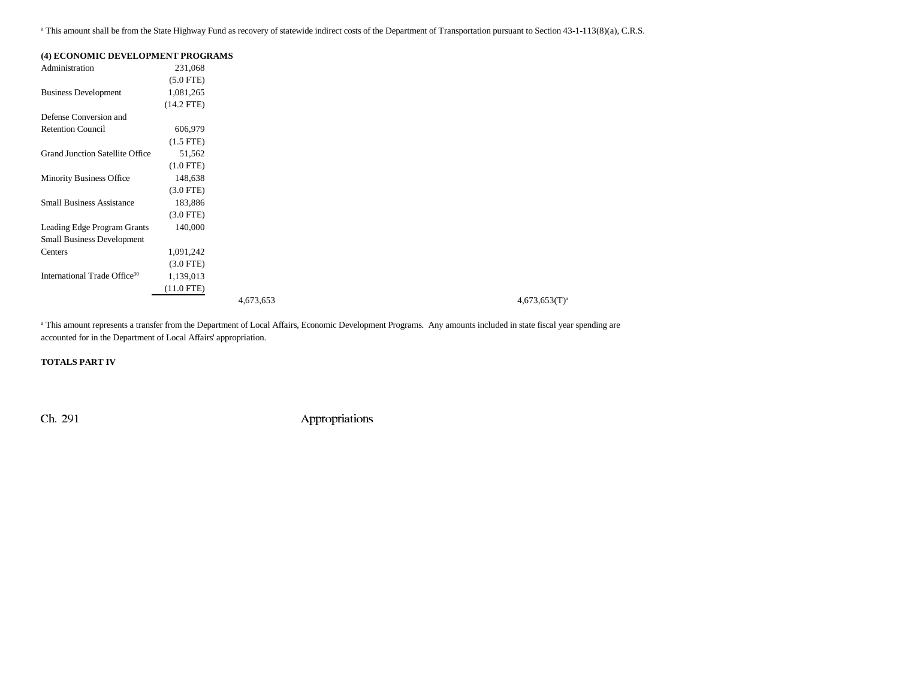[a] This amount shall be from the State Highway Fund as recovery of statewide indirect costs of the Department of Transportation pursuant to Section 43-1-113(8)(a), C.R.S.

**(4) ECONOMIC DEVELOPMENT PROGRAMS**

| | | | |
|---|---|---|---|
| Administration | 231,068 | | |
| | (5.0 FTE) | | |
| Business Development | 1,081,265 | | |
| | (14.2 FTE) | | |
| Defense Conversion and Retention Council | 606,979 | | |
| | (1.5 FTE) | | |
| Grand Junction Satellite Office | 51,562 | | |
| | (1.0 FTE) | | |
| Minority Business Office | 148,638 | | |
| | (3.0 FTE) | | |
| Small Business Assistance | 183,886 | | |
| | (3.0 FTE) | | |
| Leading Edge Program Grants | 140,000 | | |
| Small Business Development Centers | 1,091,242 | | |
| | (3.0 FTE) | | |
| International Trade Office[30] | 1,139,013 | | |
| | (11.0 FTE) | | |
| | | 4,673,653 | 4,673,653(T)[a] |

[a] This amount represents a transfer from the Department of Local Affairs, Economic Development Programs. Any amounts included in state fiscal year spending are accounted for in the Department of Local Affairs' appropriation.

**TOTALS PART IV**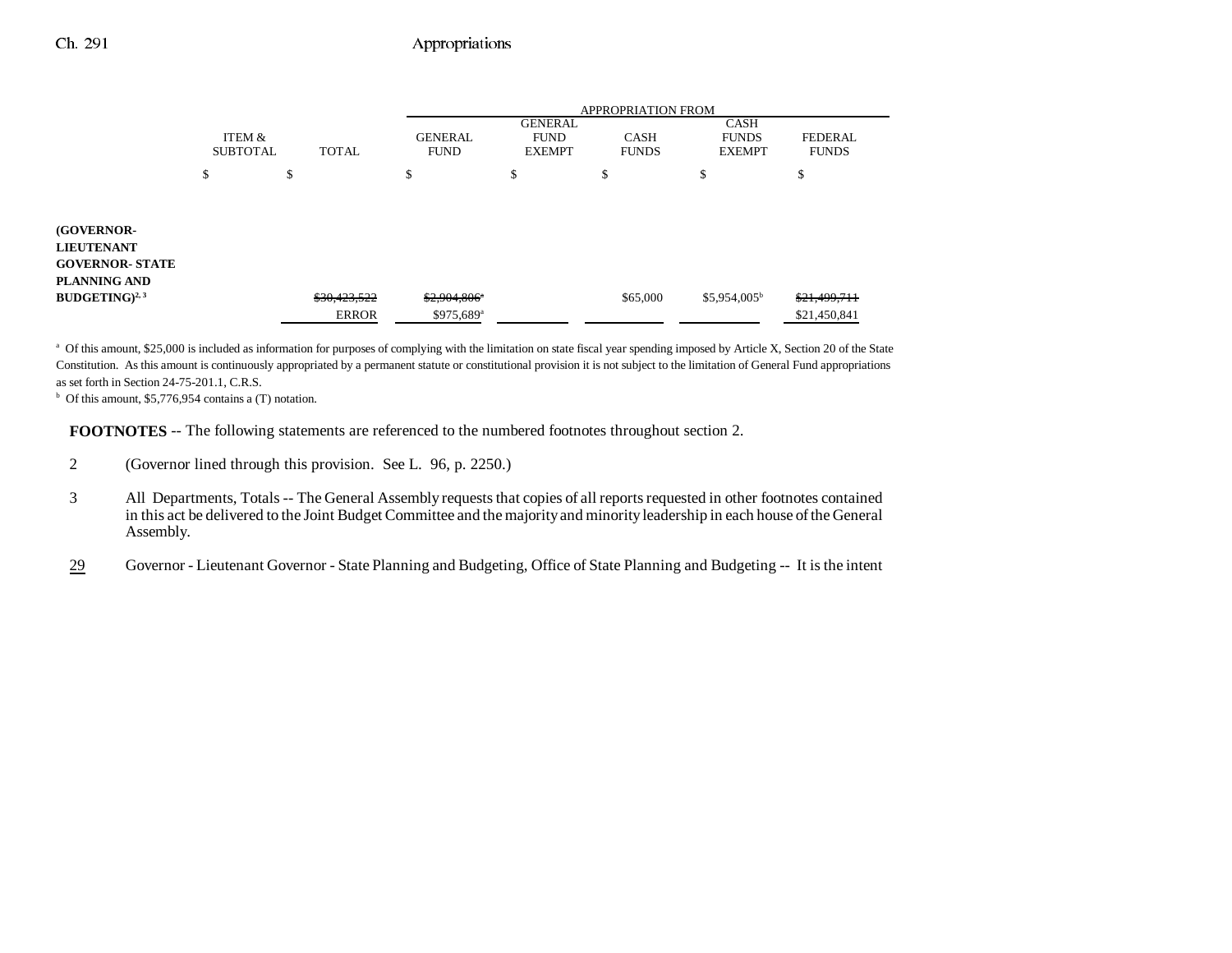| | ITEM & SUBTOTAL | TOTAL | APPROPRIATION FROM GENERAL FUND | GENERAL FUND EXEMPT | CASH FUNDS | CASH FUNDS EXEMPT | FEDERAL FUNDS |
|---|---|---|---|---|---|---|---|
| | $ | $ | $ | $ | $ | $ | $ |
| **(GOVERNOR-LIEUTENANT GOVERNOR- STATE PLANNING AND BUDGETING)**[2, 3] | | ~~$30,423,522~~ | ~~$2,904,806~~[a] | | $65,000 | $5,954,005[b] | ~~$21,499,711~~ |
| | | ERROR | $975,689[a] | | | | $21,450,841 |

[a] Of this amount, $25,000 is included as information for purposes of complying with the limitation on state fiscal year spending imposed by Article X, Section 20 of the State Constitution. As this amount is continuously appropriated by a permanent statute or constitutional provision it is not subject to the limitation of General Fund appropriations as set forth in Section 24-75-201.1, C.R.S.

[b] Of this amount, $5,776,954 contains a (T) notation.

**FOOTNOTES** -- The following statements are referenced to the numbered footnotes throughout section 2.

2 (Governor lined through this provision. See L. 96, p. 2250.)

3 All Departments, Totals -- The General Assembly requests that copies of all reports requested in other footnotes contained in this act be delivered to the Joint Budget Committee and the majority and minority leadership in each house of the General Assembly.

<u>29</u> Governor - Lieutenant Governor - State Planning and Budgeting, Office of State Planning and Budgeting -- It is the intent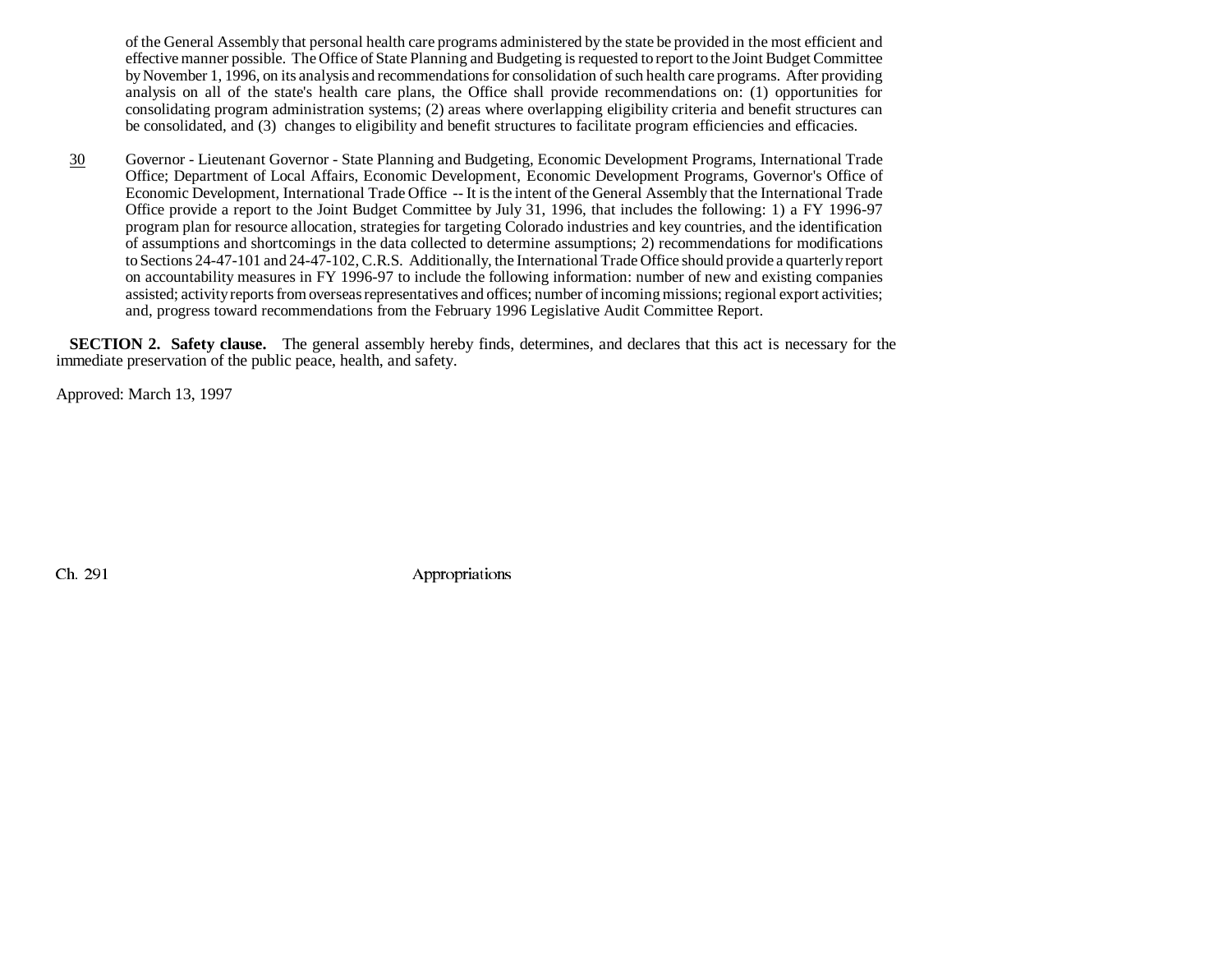of the General Assembly that personal health care programs administered by the state be provided in the most efficient and effective manner possible. The Office of State Planning and Budgeting is requested to report to the Joint Budget Committee by November 1, 1996, on its analysis and recommendations for consolidation of such health care programs. After providing analysis on all of the state's health care plans, the Office shall provide recommendations on: (1) opportunities for consolidating program administration systems; (2) areas where overlapping eligibility criteria and benefit structures can be consolidated, and (3) changes to eligibility and benefit structures to facilitate program efficiencies and efficacies.

30 Governor - Lieutenant Governor - State Planning and Budgeting, Economic Development Programs, International Trade Office; Department of Local Affairs, Economic Development, Economic Development Programs, Governor's Office of Economic Development, International Trade Office -- It is the intent of the General Assembly that the International Trade Office provide a report to the Joint Budget Committee by July 31, 1996, that includes the following: 1) a FY 1996-97 program plan for resource allocation, strategies for targeting Colorado industries and key countries, and the identification of assumptions and shortcomings in the data collected to determine assumptions; 2) recommendations for modifications to Sections 24-47-101 and 24-47-102, C.R.S. Additionally, the International Trade Office should provide a quarterly report on accountability measures in FY 1996-97 to include the following information: number of new and existing companies assisted; activity reports from overseas representatives and offices; number of incoming missions; regional export activities; and, progress toward recommendations from the February 1996 Legislative Audit Committee Report.

**SECTION 2. Safety clause.** The general assembly hereby finds, determines, and declares that this act is necessary for the immediate preservation of the public peace, health, and safety.

Approved: March 13, 1997